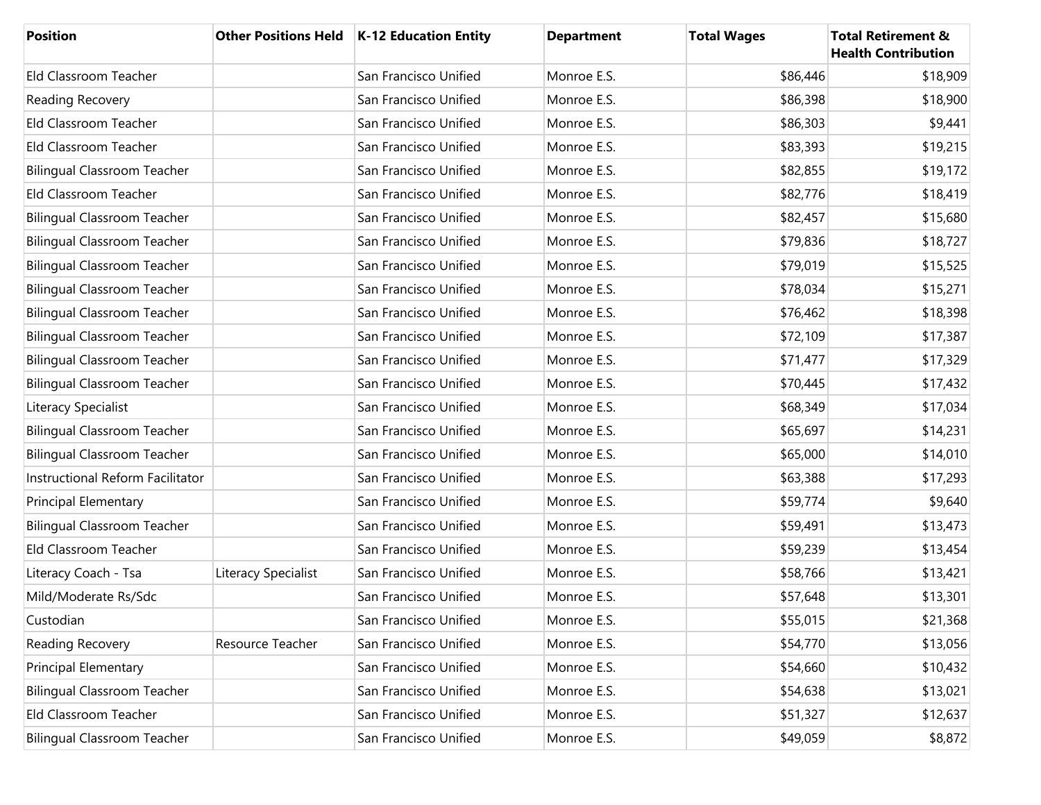| Position | Other Positions Held | K-12 Education Entity | Department | Total Wages | Total Retirement & Health Contribution |
|---|---|---|---|---|---|
| Eld Classroom Teacher | | San Francisco Unified | Monroe E.S. | $86,446 | $18,909 |
| Reading Recovery | | San Francisco Unified | Monroe E.S. | $86,398 | $18,900 |
| Eld Classroom Teacher | | San Francisco Unified | Monroe E.S. | $86,303 | $9,441 |
| Eld Classroom Teacher | | San Francisco Unified | Monroe E.S. | $83,393 | $19,215 |
| Bilingual Classroom Teacher | | San Francisco Unified | Monroe E.S. | $82,855 | $19,172 |
| Eld Classroom Teacher | | San Francisco Unified | Monroe E.S. | $82,776 | $18,419 |
| Bilingual Classroom Teacher | | San Francisco Unified | Monroe E.S. | $82,457 | $15,680 |
| Bilingual Classroom Teacher | | San Francisco Unified | Monroe E.S. | $79,836 | $18,727 |
| Bilingual Classroom Teacher | | San Francisco Unified | Monroe E.S. | $79,019 | $15,525 |
| Bilingual Classroom Teacher | | San Francisco Unified | Monroe E.S. | $78,034 | $15,271 |
| Bilingual Classroom Teacher | | San Francisco Unified | Monroe E.S. | $76,462 | $18,398 |
| Bilingual Classroom Teacher | | San Francisco Unified | Monroe E.S. | $72,109 | $17,387 |
| Bilingual Classroom Teacher | | San Francisco Unified | Monroe E.S. | $71,477 | $17,329 |
| Bilingual Classroom Teacher | | San Francisco Unified | Monroe E.S. | $70,445 | $17,432 |
| Literacy Specialist | | San Francisco Unified | Monroe E.S. | $68,349 | $17,034 |
| Bilingual Classroom Teacher | | San Francisco Unified | Monroe E.S. | $65,697 | $14,231 |
| Bilingual Classroom Teacher | | San Francisco Unified | Monroe E.S. | $65,000 | $14,010 |
| Instructional Reform Facilitator | | San Francisco Unified | Monroe E.S. | $63,388 | $17,293 |
| Principal Elementary | | San Francisco Unified | Monroe E.S. | $59,774 | $9,640 |
| Bilingual Classroom Teacher | | San Francisco Unified | Monroe E.S. | $59,491 | $13,473 |
| Eld Classroom Teacher | | San Francisco Unified | Monroe E.S. | $59,239 | $13,454 |
| Literacy Coach - Tsa | Literacy Specialist | San Francisco Unified | Monroe E.S. | $58,766 | $13,421 |
| Mild/Moderate Rs/Sdc | | San Francisco Unified | Monroe E.S. | $57,648 | $13,301 |
| Custodian | | San Francisco Unified | Monroe E.S. | $55,015 | $21,368 |
| Reading Recovery | Resource Teacher | San Francisco Unified | Monroe E.S. | $54,770 | $13,056 |
| Principal Elementary | | San Francisco Unified | Monroe E.S. | $54,660 | $10,432 |
| Bilingual Classroom Teacher | | San Francisco Unified | Monroe E.S. | $54,638 | $13,021 |
| Eld Classroom Teacher | | San Francisco Unified | Monroe E.S. | $51,327 | $12,637 |
| Bilingual Classroom Teacher | | San Francisco Unified | Monroe E.S. | $49,059 | $8,872 |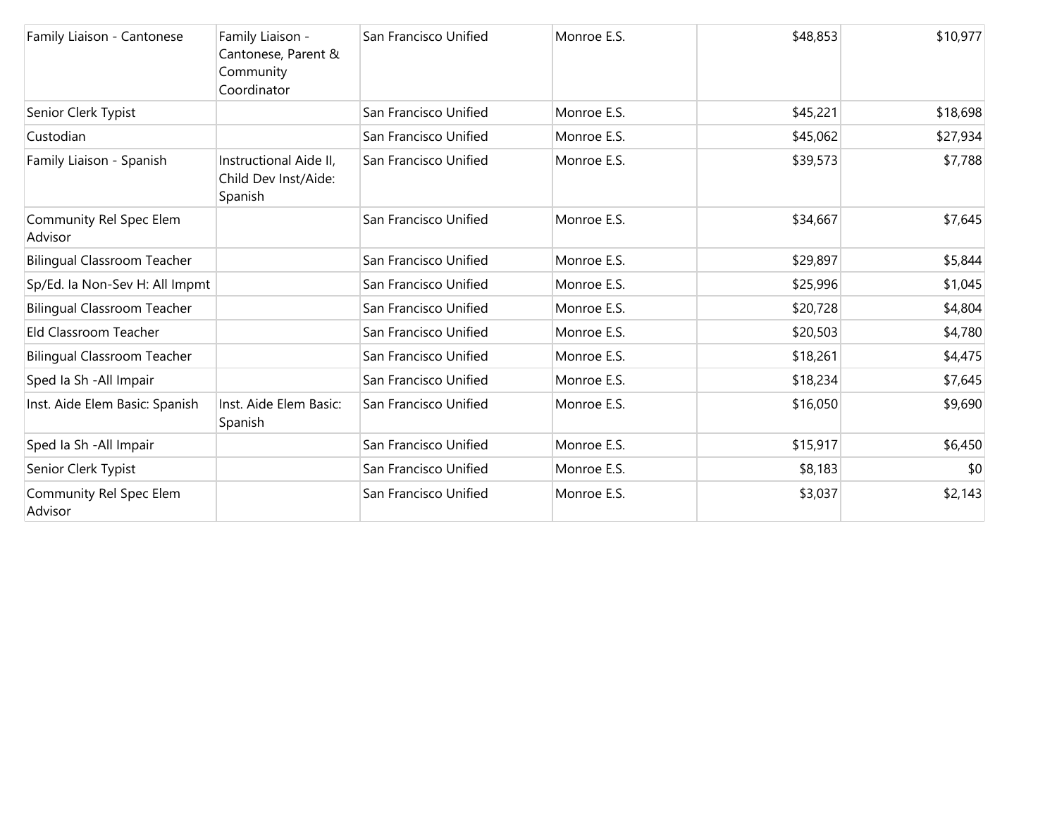| | | | | | |
|---|---|---|---|---|---|
| Family Liaison - Cantonese | Family Liaison - Cantonese, Parent & Community Coordinator | San Francisco Unified | Monroe E.S. | $48,853 | $10,977 |
| Senior Clerk Typist | | San Francisco Unified | Monroe E.S. | $45,221 | $18,698 |
| Custodian | | San Francisco Unified | Monroe E.S. | $45,062 | $27,934 |
| Family Liaison - Spanish | Instructional Aide II, Child Dev Inst/Aide: Spanish | San Francisco Unified | Monroe E.S. | $39,573 | $7,788 |
| Community Rel Spec Elem Advisor | | San Francisco Unified | Monroe E.S. | $34,667 | $7,645 |
| Bilingual Classroom Teacher | | San Francisco Unified | Monroe E.S. | $29,897 | $5,844 |
| Sp/Ed. Ia Non-Sev H: All Impmt | | San Francisco Unified | Monroe E.S. | $25,996 | $1,045 |
| Bilingual Classroom Teacher | | San Francisco Unified | Monroe E.S. | $20,728 | $4,804 |
| Eld Classroom Teacher | | San Francisco Unified | Monroe E.S. | $20,503 | $4,780 |
| Bilingual Classroom Teacher | | San Francisco Unified | Monroe E.S. | $18,261 | $4,475 |
| Sped Ia Sh -All Impair | | San Francisco Unified | Monroe E.S. | $18,234 | $7,645 |
| Inst. Aide Elem Basic: Spanish | Inst. Aide Elem Basic: Spanish | San Francisco Unified | Monroe E.S. | $16,050 | $9,690 |
| Sped Ia Sh -All Impair | | San Francisco Unified | Monroe E.S. | $15,917 | $6,450 |
| Senior Clerk Typist | | San Francisco Unified | Monroe E.S. | $8,183 | $0 |
| Community Rel Spec Elem Advisor | | San Francisco Unified | Monroe E.S. | $3,037 | $2,143 |